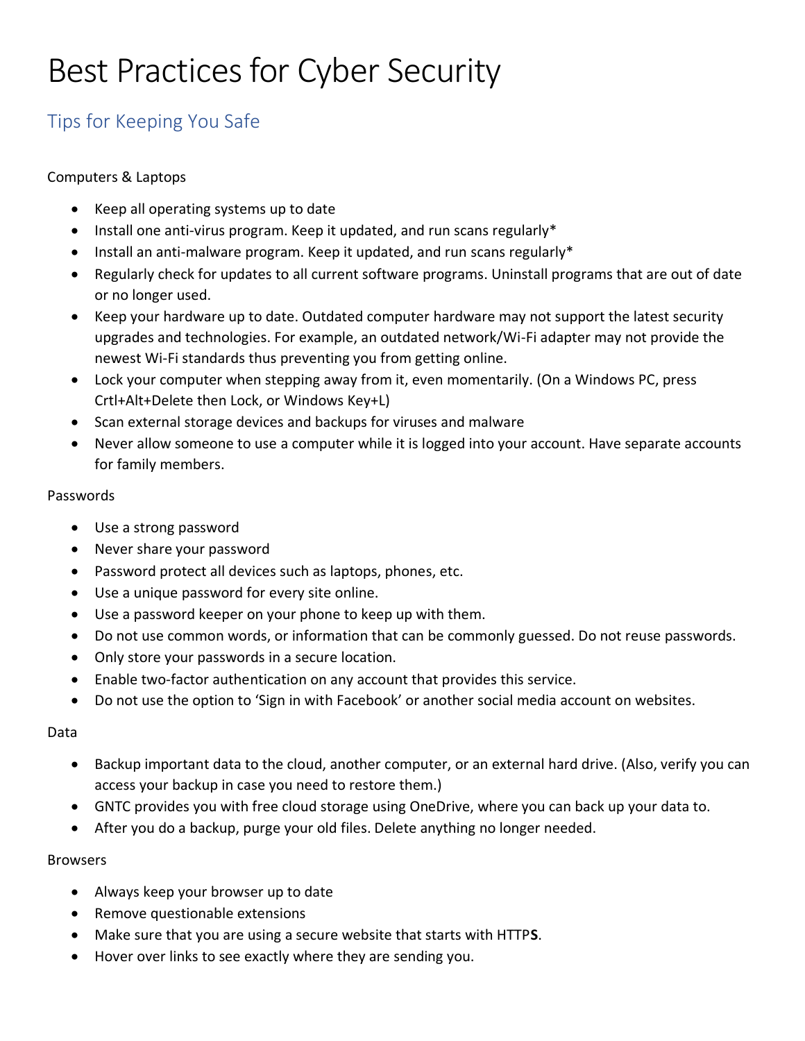# Best Practices for Cyber Security

## Tips for Keeping You Safe

Computers & Laptops

- Keep all operating systems up to date
- Install one anti-virus program. Keep it updated, and run scans regularly*
- Install an anti-malware program. Keep it updated, and run scans regularly*
- Regularly check for updates to all current software programs. Uninstall programs that are out of date or no longer used.
- Keep your hardware up to date. Outdated computer hardware may not support the latest security upgrades and technologies. For example, an outdated network/Wi-Fi adapter may not provide the newest Wi-Fi standards thus preventing you from getting online.
- Lock your computer when stepping away from it, even momentarily. (On a Windows PC, press Crtl+Alt+Delete then Lock, or Windows Key+L)
- Scan external storage devices and backups for viruses and malware
- Never allow someone to use a computer while it is logged into your account. Have separate accounts for family members.

Passwords

- Use a strong password
- Never share your password
- Password protect all devices such as laptops, phones, etc.
- Use a unique password for every site online.
- Use a password keeper on your phone to keep up with them.
- Do not use common words, or information that can be commonly guessed. Do not reuse passwords.
- Only store your passwords in a secure location.
- Enable two-factor authentication on any account that provides this service.
- Do not use the option to 'Sign in with Facebook' or another social media account on websites.

Data

- Backup important data to the cloud, another computer, or an external hard drive. (Also, verify you can access your backup in case you need to restore them.)
- GNTC provides you with free cloud storage using OneDrive, where you can back up your data to.
- After you do a backup, purge your old files. Delete anything no longer needed.

Browsers

- Always keep your browser up to date
- Remove questionable extensions
- Make sure that you are using a secure website that starts with HTTP**S**.
- Hover over links to see exactly where they are sending you.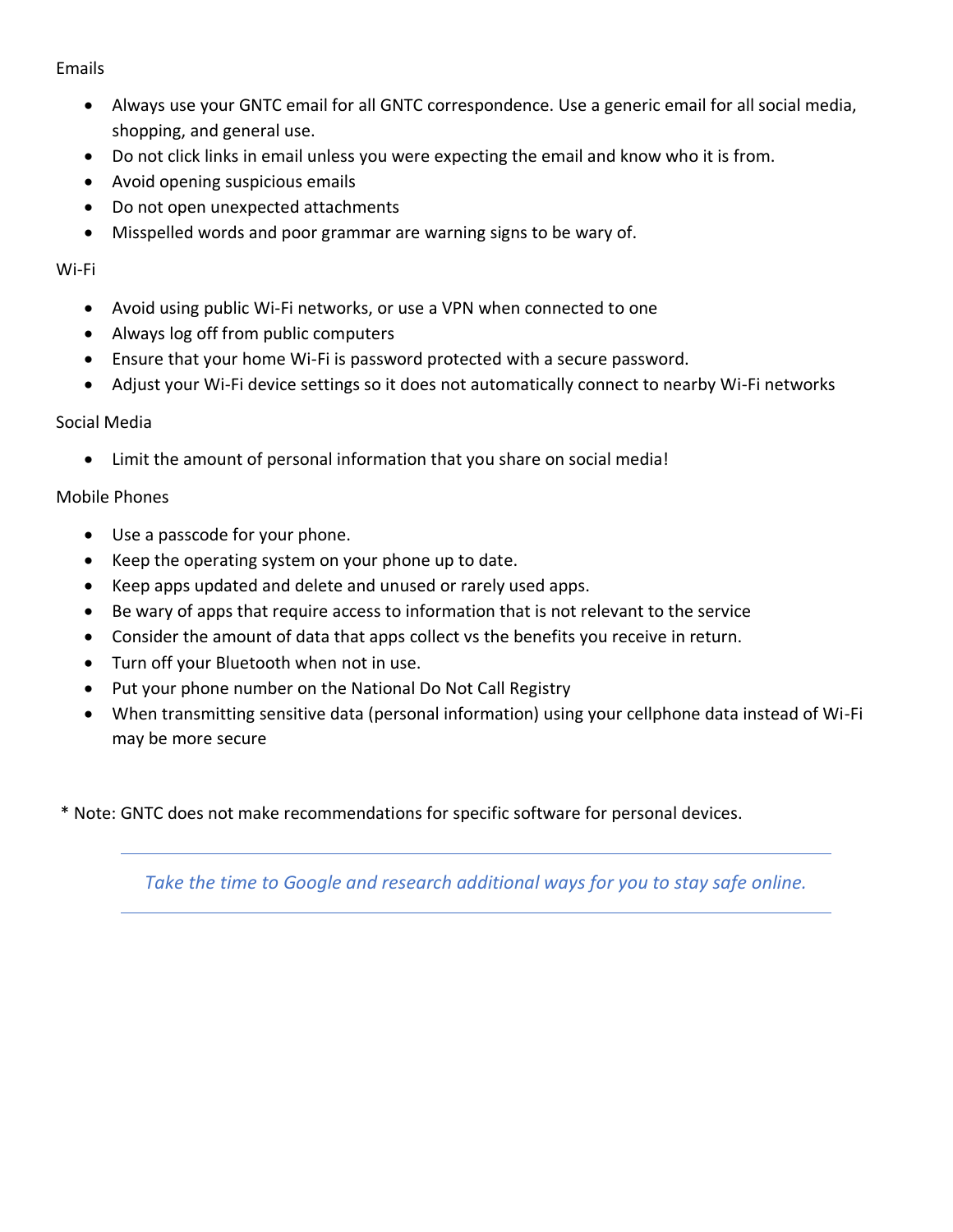Emails

- Always use your GNTC email for all GNTC correspondence. Use a generic email for all social media, shopping, and general use.
- Do not click links in email unless you were expecting the email and know who it is from.
- Avoid opening suspicious emails
- Do not open unexpected attachments
- Misspelled words and poor grammar are warning signs to be wary of.

Wi-Fi

- Avoid using public Wi-Fi networks, or use a VPN when connected to one
- Always log off from public computers
- Ensure that your home Wi-Fi is password protected with a secure password.
- Adjust your Wi-Fi device settings so it does not automatically connect to nearby Wi-Fi networks

Social Media

- Limit the amount of personal information that you share on social media!

Mobile Phones

- Use a passcode for your phone.
- Keep the operating system on your phone up to date.
- Keep apps updated and delete and unused or rarely used apps.
- Be wary of apps that require access to information that is not relevant to the service
- Consider the amount of data that apps collect vs the benefits you receive in return.
- Turn off your Bluetooth when not in use.
- Put your phone number on the National Do Not Call Registry
- When transmitting sensitive data (personal information) using your cellphone data instead of Wi-Fi may be more secure

\* Note: GNTC does not make recommendations for specific software for personal devices.

---

*Take the time to Google and research additional ways for you to stay safe online.*

---